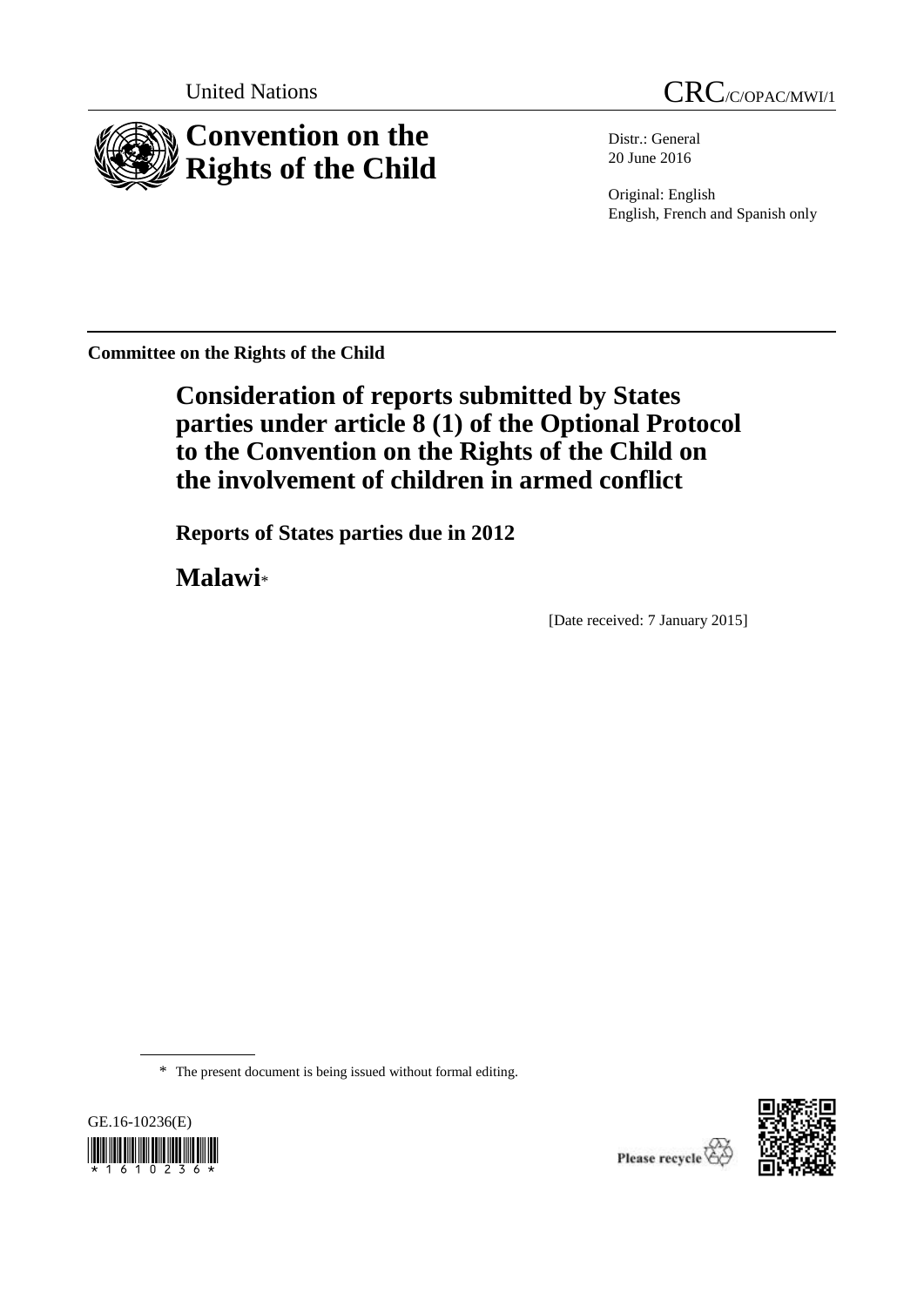United Nations

CRC/C/OPAC/MWI/1

# Convention on the Rights of the Child

Distr.: General
20 June 2016

Original: English
English, French and Spanish only

**Committee on the Rights of the Child**

## Consideration of reports submitted by States parties under article 8 (1) of the Optional Protocol to the Convention on the Rights of the Child on the involvement of children in armed conflict

### Reports of States parties due in 2012

## Malawi*

[Date received: 7 January 2015]

\* The present document is being issued without formal editing.

GE.16-10236(E)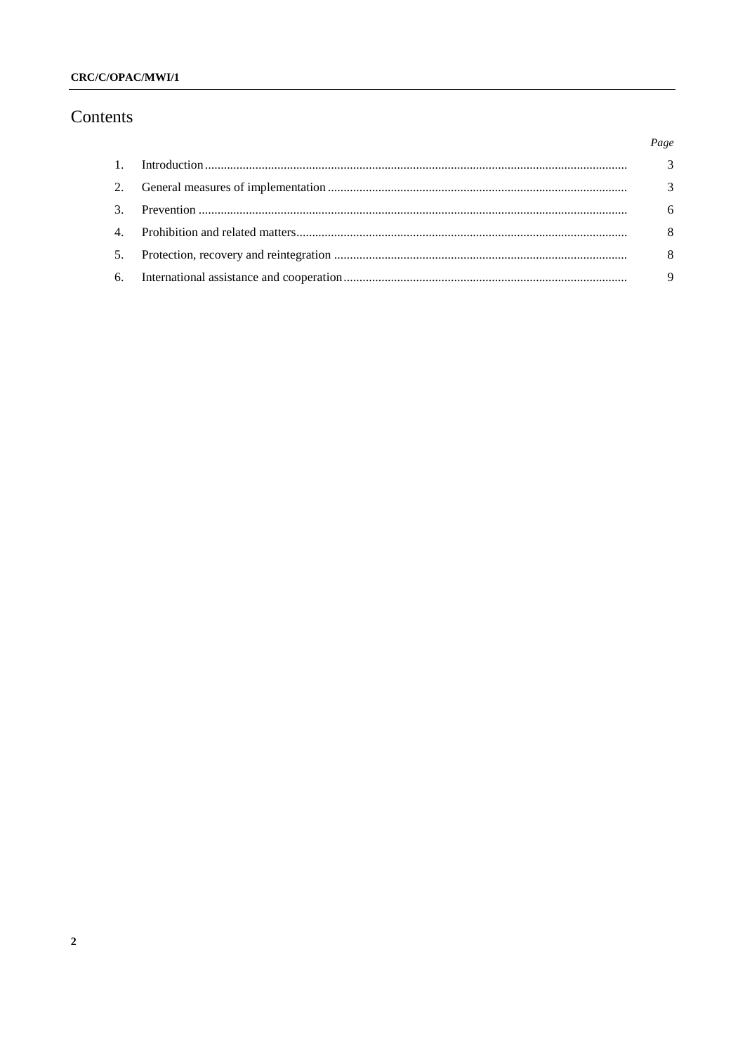# Contents

| | | Page |
|---|---|---|
| 1. | Introduction | 3 |
| 2. | General measures of implementation | 3 |
| 3. | Prevention | 6 |
| 4. | Prohibition and related matters | 8 |
| 5. | Protection, recovery and reintegration | 8 |
| 6. | International assistance and cooperation | 9 |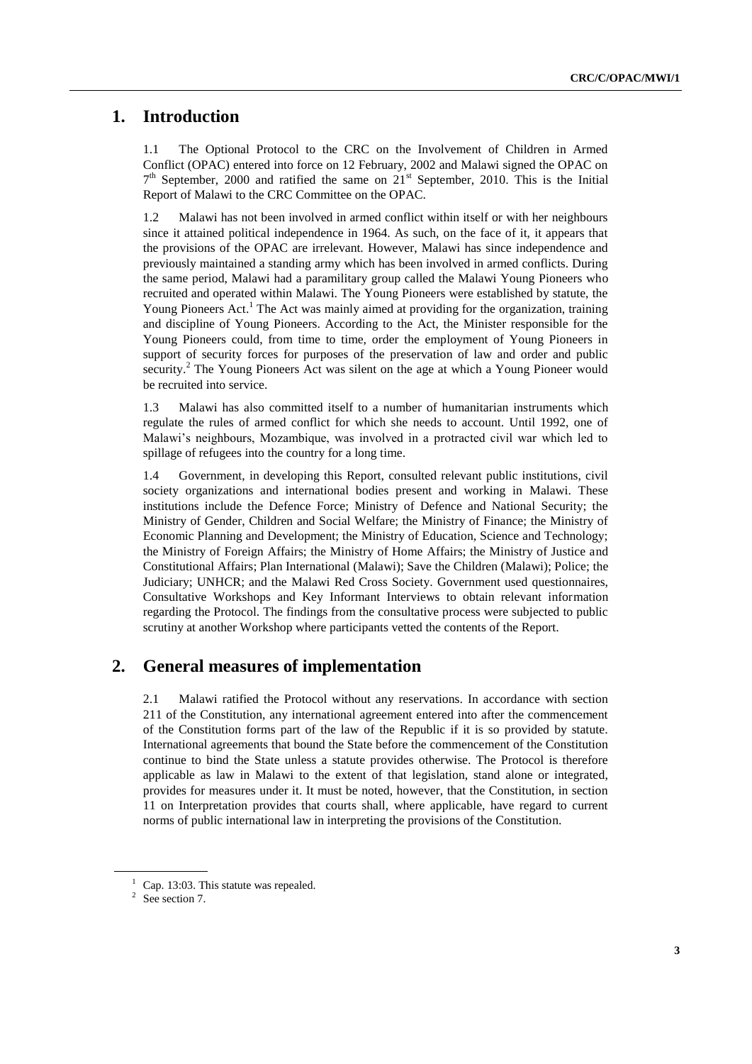## 1. Introduction

1.1 The Optional Protocol to the CRC on the Involvement of Children in Armed Conflict (OPAC) entered into force on 12 February, 2002 and Malawi signed the OPAC on 7th September, 2000 and ratified the same on 21st September, 2010. This is the Initial Report of Malawi to the CRC Committee on the OPAC.

1.2 Malawi has not been involved in armed conflict within itself or with her neighbours since it attained political independence in 1964. As such, on the face of it, it appears that the provisions of the OPAC are irrelevant. However, Malawi has since independence and previously maintained a standing army which has been involved in armed conflicts. During the same period, Malawi had a paramilitary group called the Malawi Young Pioneers who recruited and operated within Malawi. The Young Pioneers were established by statute, the Young Pioneers Act.[1] The Act was mainly aimed at providing for the organization, training and discipline of Young Pioneers. According to the Act, the Minister responsible for the Young Pioneers could, from time to time, order the employment of Young Pioneers in support of security forces for purposes of the preservation of law and order and public security.[2] The Young Pioneers Act was silent on the age at which a Young Pioneer would be recruited into service.

1.3 Malawi has also committed itself to a number of humanitarian instruments which regulate the rules of armed conflict for which she needs to account. Until 1992, one of Malawi's neighbours, Mozambique, was involved in a protracted civil war which led to spillage of refugees into the country for a long time.

1.4 Government, in developing this Report, consulted relevant public institutions, civil society organizations and international bodies present and working in Malawi. These institutions include the Defence Force; Ministry of Defence and National Security; the Ministry of Gender, Children and Social Welfare; the Ministry of Finance; the Ministry of Economic Planning and Development; the Ministry of Education, Science and Technology; the Ministry of Foreign Affairs; the Ministry of Home Affairs; the Ministry of Justice and Constitutional Affairs; Plan International (Malawi); Save the Children (Malawi); Police; the Judiciary; UNHCR; and the Malawi Red Cross Society. Government used questionnaires, Consultative Workshops and Key Informant Interviews to obtain relevant information regarding the Protocol. The findings from the consultative process were subjected to public scrutiny at another Workshop where participants vetted the contents of the Report.

## 2. General measures of implementation

2.1 Malawi ratified the Protocol without any reservations. In accordance with section 211 of the Constitution, any international agreement entered into after the commencement of the Constitution forms part of the law of the Republic if it is so provided by statute. International agreements that bound the State before the commencement of the Constitution continue to bind the State unless a statute provides otherwise. The Protocol is therefore applicable as law in Malawi to the extent of that legislation, stand alone or integrated, provides for measures under it. It must be noted, however, that the Constitution, in section 11 on Interpretation provides that courts shall, where applicable, have regard to current norms of public international law in interpreting the provisions of the Constitution.

[1] Cap. 13:03. This statute was repealed.

[2] See section 7.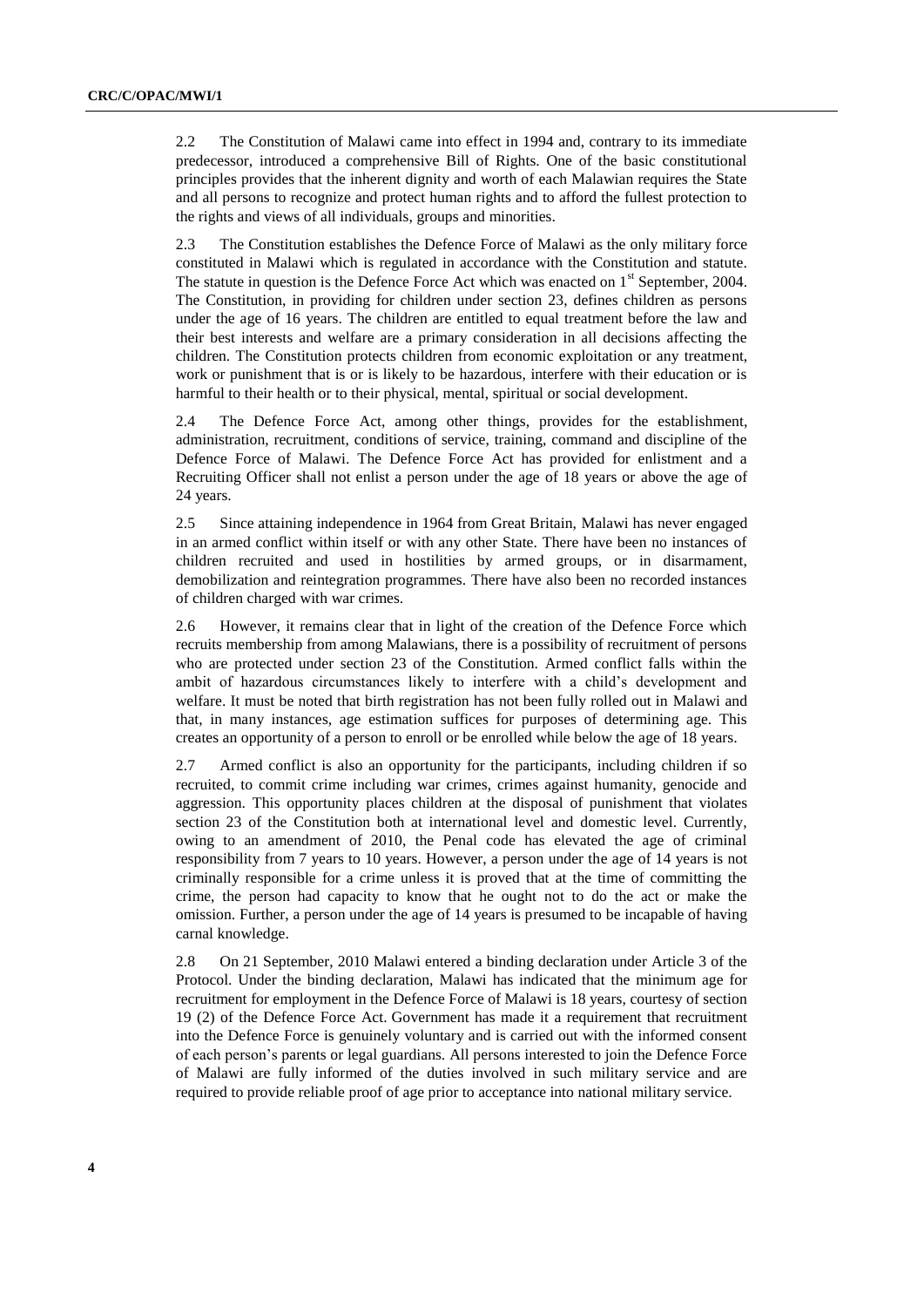2.2 The Constitution of Malawi came into effect in 1994 and, contrary to its immediate predecessor, introduced a comprehensive Bill of Rights. One of the basic constitutional principles provides that the inherent dignity and worth of each Malawian requires the State and all persons to recognize and protect human rights and to afford the fullest protection to the rights and views of all individuals, groups and minorities.

2.3 The Constitution establishes the Defence Force of Malawi as the only military force constituted in Malawi which is regulated in accordance with the Constitution and statute. The statute in question is the Defence Force Act which was enacted on 1st September, 2004. The Constitution, in providing for children under section 23, defines children as persons under the age of 16 years. The children are entitled to equal treatment before the law and their best interests and welfare are a primary consideration in all decisions affecting the children. The Constitution protects children from economic exploitation or any treatment, work or punishment that is or is likely to be hazardous, interfere with their education or is harmful to their health or to their physical, mental, spiritual or social development.

2.4 The Defence Force Act, among other things, provides for the establishment, administration, recruitment, conditions of service, training, command and discipline of the Defence Force of Malawi. The Defence Force Act has provided for enlistment and a Recruiting Officer shall not enlist a person under the age of 18 years or above the age of 24 years.

2.5 Since attaining independence in 1964 from Great Britain, Malawi has never engaged in an armed conflict within itself or with any other State. There have been no instances of children recruited and used in hostilities by armed groups, or in disarmament, demobilization and reintegration programmes. There have also been no recorded instances of children charged with war crimes.

2.6 However, it remains clear that in light of the creation of the Defence Force which recruits membership from among Malawians, there is a possibility of recruitment of persons who are protected under section 23 of the Constitution. Armed conflict falls within the ambit of hazardous circumstances likely to interfere with a child's development and welfare. It must be noted that birth registration has not been fully rolled out in Malawi and that, in many instances, age estimation suffices for purposes of determining age. This creates an opportunity of a person to enroll or be enrolled while below the age of 18 years.

2.7 Armed conflict is also an opportunity for the participants, including children if so recruited, to commit crime including war crimes, crimes against humanity, genocide and aggression. This opportunity places children at the disposal of punishment that violates section 23 of the Constitution both at international level and domestic level. Currently, owing to an amendment of 2010, the Penal code has elevated the age of criminal responsibility from 7 years to 10 years. However, a person under the age of 14 years is not criminally responsible for a crime unless it is proved that at the time of committing the crime, the person had capacity to know that he ought not to do the act or make the omission. Further, a person under the age of 14 years is presumed to be incapable of having carnal knowledge.

2.8 On 21 September, 2010 Malawi entered a binding declaration under Article 3 of the Protocol. Under the binding declaration, Malawi has indicated that the minimum age for recruitment for employment in the Defence Force of Malawi is 18 years, courtesy of section 19 (2) of the Defence Force Act. Government has made it a requirement that recruitment into the Defence Force is genuinely voluntary and is carried out with the informed consent of each person's parents or legal guardians. All persons interested to join the Defence Force of Malawi are fully informed of the duties involved in such military service and are required to provide reliable proof of age prior to acceptance into national military service.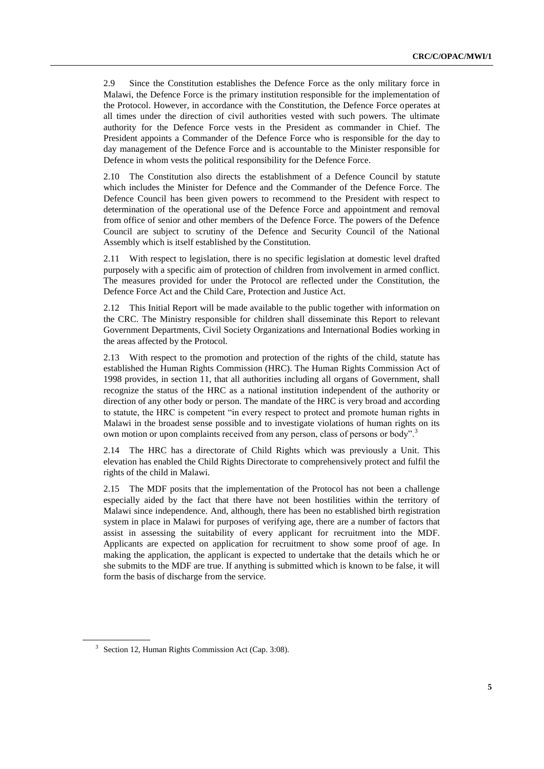2.9 Since the Constitution establishes the Defence Force as the only military force in Malawi, the Defence Force is the primary institution responsible for the implementation of the Protocol. However, in accordance with the Constitution, the Defence Force operates at all times under the direction of civil authorities vested with such powers. The ultimate authority for the Defence Force vests in the President as commander in Chief. The President appoints a Commander of the Defence Force who is responsible for the day to day management of the Defence Force and is accountable to the Minister responsible for Defence in whom vests the political responsibility for the Defence Force.

2.10 The Constitution also directs the establishment of a Defence Council by statute which includes the Minister for Defence and the Commander of the Defence Force. The Defence Council has been given powers to recommend to the President with respect to determination of the operational use of the Defence Force and appointment and removal from office of senior and other members of the Defence Force. The powers of the Defence Council are subject to scrutiny of the Defence and Security Council of the National Assembly which is itself established by the Constitution.

2.11 With respect to legislation, there is no specific legislation at domestic level drafted purposely with a specific aim of protection of children from involvement in armed conflict. The measures provided for under the Protocol are reflected under the Constitution, the Defence Force Act and the Child Care, Protection and Justice Act.

2.12 This Initial Report will be made available to the public together with information on the CRC. The Ministry responsible for children shall disseminate this Report to relevant Government Departments, Civil Society Organizations and International Bodies working in the areas affected by the Protocol.

2.13 With respect to the promotion and protection of the rights of the child, statute has established the Human Rights Commission (HRC). The Human Rights Commission Act of 1998 provides, in section 11, that all authorities including all organs of Government, shall recognize the status of the HRC as a national institution independent of the authority or direction of any other body or person. The mandate of the HRC is very broad and according to statute, the HRC is competent "in every respect to protect and promote human rights in Malawi in the broadest sense possible and to investigate violations of human rights on its own motion or upon complaints received from any person, class of persons or body".[3]

2.14 The HRC has a directorate of Child Rights which was previously a Unit. This elevation has enabled the Child Rights Directorate to comprehensively protect and fulfil the rights of the child in Malawi.

2.15 The MDF posits that the implementation of the Protocol has not been a challenge especially aided by the fact that there have not been hostilities within the territory of Malawi since independence. And, although, there has been no established birth registration system in place in Malawi for purposes of verifying age, there are a number of factors that assist in assessing the suitability of every applicant for recruitment into the MDF. Applicants are expected on application for recruitment to show some proof of age. In making the application, the applicant is expected to undertake that the details which he or she submits to the MDF are true. If anything is submitted which is known to be false, it will form the basis of discharge from the service.

[3] Section 12, Human Rights Commission Act (Cap. 3:08).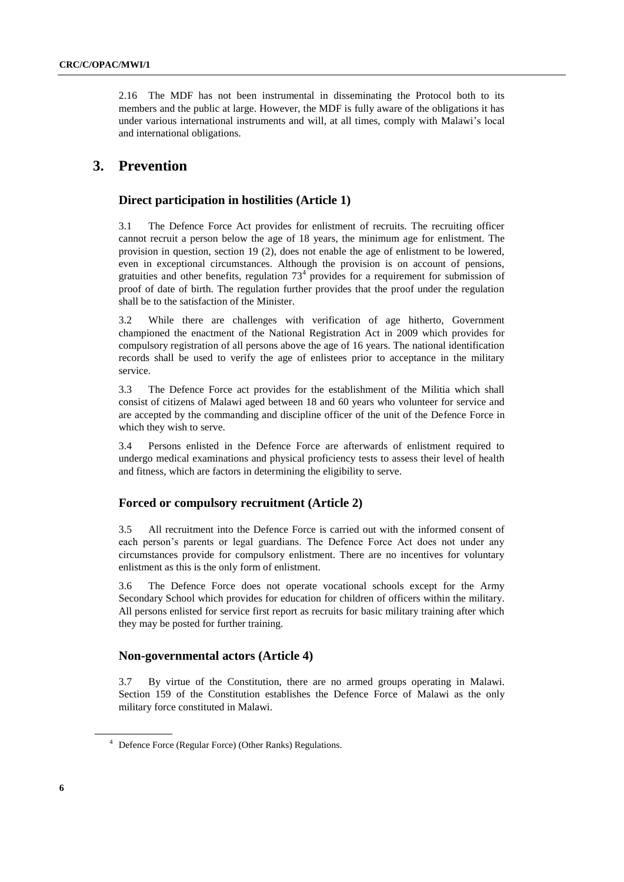2.16 The MDF has not been instrumental in disseminating the Protocol both to its members and the public at large. However, the MDF is fully aware of the obligations it has under various international instruments and will, at all times, comply with Malawi's local and international obligations.

# 3. Prevention

## Direct participation in hostilities (Article 1)

3.1 The Defence Force Act provides for enlistment of recruits. The recruiting officer cannot recruit a person below the age of 18 years, the minimum age for enlistment. The provision in question, section 19 (2), does not enable the age of enlistment to be lowered, even in exceptional circumstances. Although the provision is on account of pensions, gratuities and other benefits, regulation 73[4] provides for a requirement for submission of proof of date of birth. The regulation further provides that the proof under the regulation shall be to the satisfaction of the Minister.

3.2 While there are challenges with verification of age hitherto, Government championed the enactment of the National Registration Act in 2009 which provides for compulsory registration of all persons above the age of 16 years. The national identification records shall be used to verify the age of enlistees prior to acceptance in the military service.

3.3 The Defence Force act provides for the establishment of the Militia which shall consist of citizens of Malawi aged between 18 and 60 years who volunteer for service and are accepted by the commanding and discipline officer of the unit of the Defence Force in which they wish to serve.

3.4 Persons enlisted in the Defence Force are afterwards of enlistment required to undergo medical examinations and physical proficiency tests to assess their level of health and fitness, which are factors in determining the eligibility to serve.

## Forced or compulsory recruitment (Article 2)

3.5 All recruitment into the Defence Force is carried out with the informed consent of each person's parents or legal guardians. The Defence Force Act does not under any circumstances provide for compulsory enlistment. There are no incentives for voluntary enlistment as this is the only form of enlistment.

3.6 The Defence Force does not operate vocational schools except for the Army Secondary School which provides for education for children of officers within the military. All persons enlisted for service first report as recruits for basic military training after which they may be posted for further training.

## Non-governmental actors (Article 4)

3.7 By virtue of the Constitution, there are no armed groups operating in Malawi. Section 159 of the Constitution establishes the Defence Force of Malawi as the only military force constituted in Malawi.

[4] Defence Force (Regular Force) (Other Ranks) Regulations.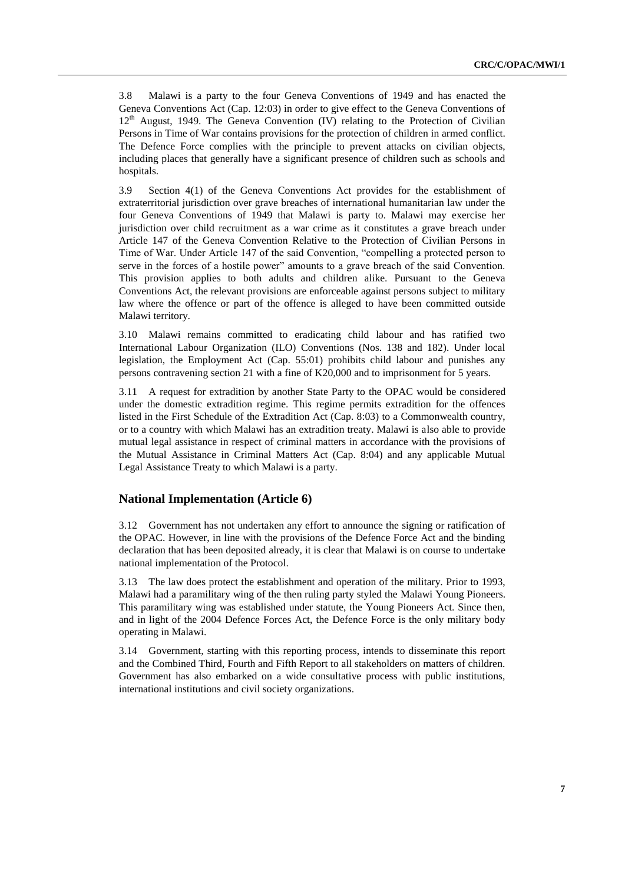3.8 Malawi is a party to the four Geneva Conventions of 1949 and has enacted the Geneva Conventions Act (Cap. 12:03) in order to give effect to the Geneva Conventions of 12th August, 1949. The Geneva Convention (IV) relating to the Protection of Civilian Persons in Time of War contains provisions for the protection of children in armed conflict. The Defence Force complies with the principle to prevent attacks on civilian objects, including places that generally have a significant presence of children such as schools and hospitals.

3.9 Section 4(1) of the Geneva Conventions Act provides for the establishment of extraterritorial jurisdiction over grave breaches of international humanitarian law under the four Geneva Conventions of 1949 that Malawi is party to. Malawi may exercise her jurisdiction over child recruitment as a war crime as it constitutes a grave breach under Article 147 of the Geneva Convention Relative to the Protection of Civilian Persons in Time of War. Under Article 147 of the said Convention, "compelling a protected person to serve in the forces of a hostile power" amounts to a grave breach of the said Convention. This provision applies to both adults and children alike. Pursuant to the Geneva Conventions Act, the relevant provisions are enforceable against persons subject to military law where the offence or part of the offence is alleged to have been committed outside Malawi territory.

3.10 Malawi remains committed to eradicating child labour and has ratified two International Labour Organization (ILO) Conventions (Nos. 138 and 182). Under local legislation, the Employment Act (Cap. 55:01) prohibits child labour and punishes any persons contravening section 21 with a fine of K20,000 and to imprisonment for 5 years.

3.11 A request for extradition by another State Party to the OPAC would be considered under the domestic extradition regime. This regime permits extradition for the offences listed in the First Schedule of the Extradition Act (Cap. 8:03) to a Commonwealth country, or to a country with which Malawi has an extradition treaty. Malawi is also able to provide mutual legal assistance in respect of criminal matters in accordance with the provisions of the Mutual Assistance in Criminal Matters Act (Cap. 8:04) and any applicable Mutual Legal Assistance Treaty to which Malawi is a party.

## National Implementation (Article 6)

3.12 Government has not undertaken any effort to announce the signing or ratification of the OPAC. However, in line with the provisions of the Defence Force Act and the binding declaration that has been deposited already, it is clear that Malawi is on course to undertake national implementation of the Protocol.

3.13 The law does protect the establishment and operation of the military. Prior to 1993, Malawi had a paramilitary wing of the then ruling party styled the Malawi Young Pioneers. This paramilitary wing was established under statute, the Young Pioneers Act. Since then, and in light of the 2004 Defence Forces Act, the Defence Force is the only military body operating in Malawi.

3.14 Government, starting with this reporting process, intends to disseminate this report and the Combined Third, Fourth and Fifth Report to all stakeholders on matters of children. Government has also embarked on a wide consultative process with public institutions, international institutions and civil society organizations.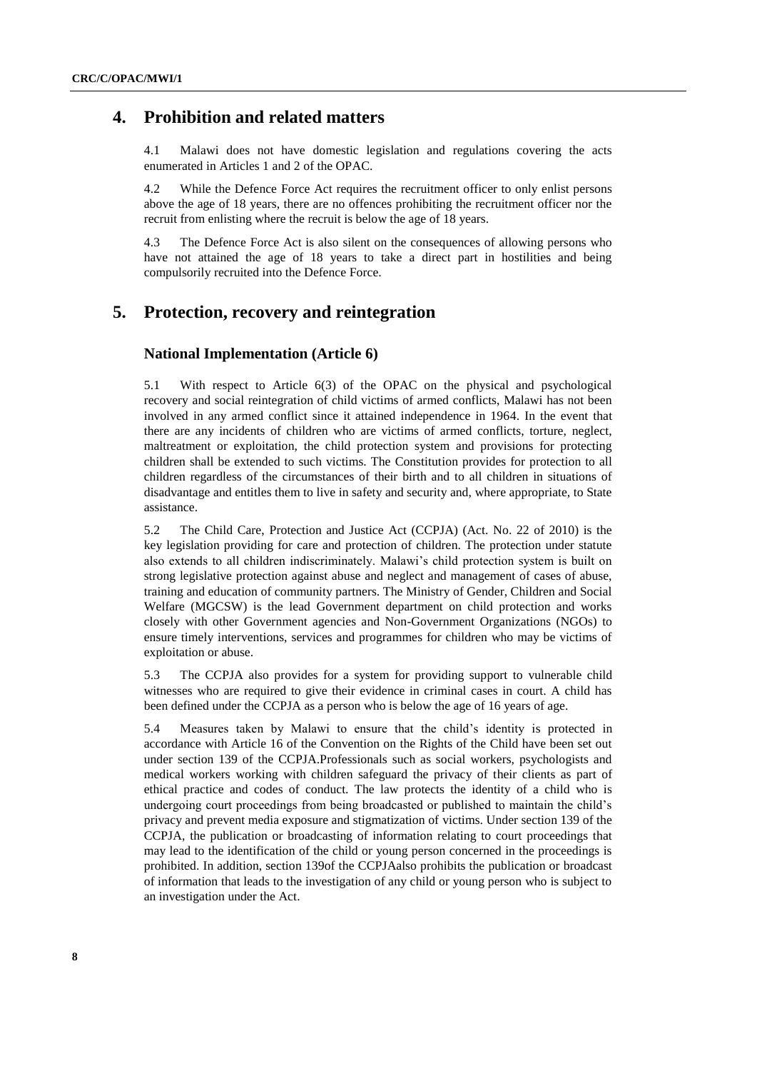## 4. Prohibition and related matters

4.1 Malawi does not have domestic legislation and regulations covering the acts enumerated in Articles 1 and 2 of the OPAC.

4.2 While the Defence Force Act requires the recruitment officer to only enlist persons above the age of 18 years, there are no offences prohibiting the recruitment officer nor the recruit from enlisting where the recruit is below the age of 18 years.

4.3 The Defence Force Act is also silent on the consequences of allowing persons who have not attained the age of 18 years to take a direct part in hostilities and being compulsorily recruited into the Defence Force.

## 5. Protection, recovery and reintegration

### National Implementation (Article 6)

5.1 With respect to Article 6(3) of the OPAC on the physical and psychological recovery and social reintegration of child victims of armed conflicts, Malawi has not been involved in any armed conflict since it attained independence in 1964. In the event that there are any incidents of children who are victims of armed conflicts, torture, neglect, maltreatment or exploitation, the child protection system and provisions for protecting children shall be extended to such victims. The Constitution provides for protection to all children regardless of the circumstances of their birth and to all children in situations of disadvantage and entitles them to live in safety and security and, where appropriate, to State assistance.

5.2 The Child Care, Protection and Justice Act (CCPJA) (Act. No. 22 of 2010) is the key legislation providing for care and protection of children. The protection under statute also extends to all children indiscriminately. Malawi's child protection system is built on strong legislative protection against abuse and neglect and management of cases of abuse, training and education of community partners. The Ministry of Gender, Children and Social Welfare (MGCSW) is the lead Government department on child protection and works closely with other Government agencies and Non-Government Organizations (NGOs) to ensure timely interventions, services and programmes for children who may be victims of exploitation or abuse.

5.3 The CCPJA also provides for a system for providing support to vulnerable child witnesses who are required to give their evidence in criminal cases in court. A child has been defined under the CCPJA as a person who is below the age of 16 years of age.

5.4 Measures taken by Malawi to ensure that the child's identity is protected in accordance with Article 16 of the Convention on the Rights of the Child have been set out under section 139 of the CCPJA.Professionals such as social workers, psychologists and medical workers working with children safeguard the privacy of their clients as part of ethical practice and codes of conduct. The law protects the identity of a child who is undergoing court proceedings from being broadcasted or published to maintain the child's privacy and prevent media exposure and stigmatization of victims. Under section 139 of the CCPJA, the publication or broadcasting of information relating to court proceedings that may lead to the identification of the child or young person concerned in the proceedings is prohibited. In addition, section 139of the CCPJAalso prohibits the publication or broadcast of information that leads to the investigation of any child or young person who is subject to an investigation under the Act.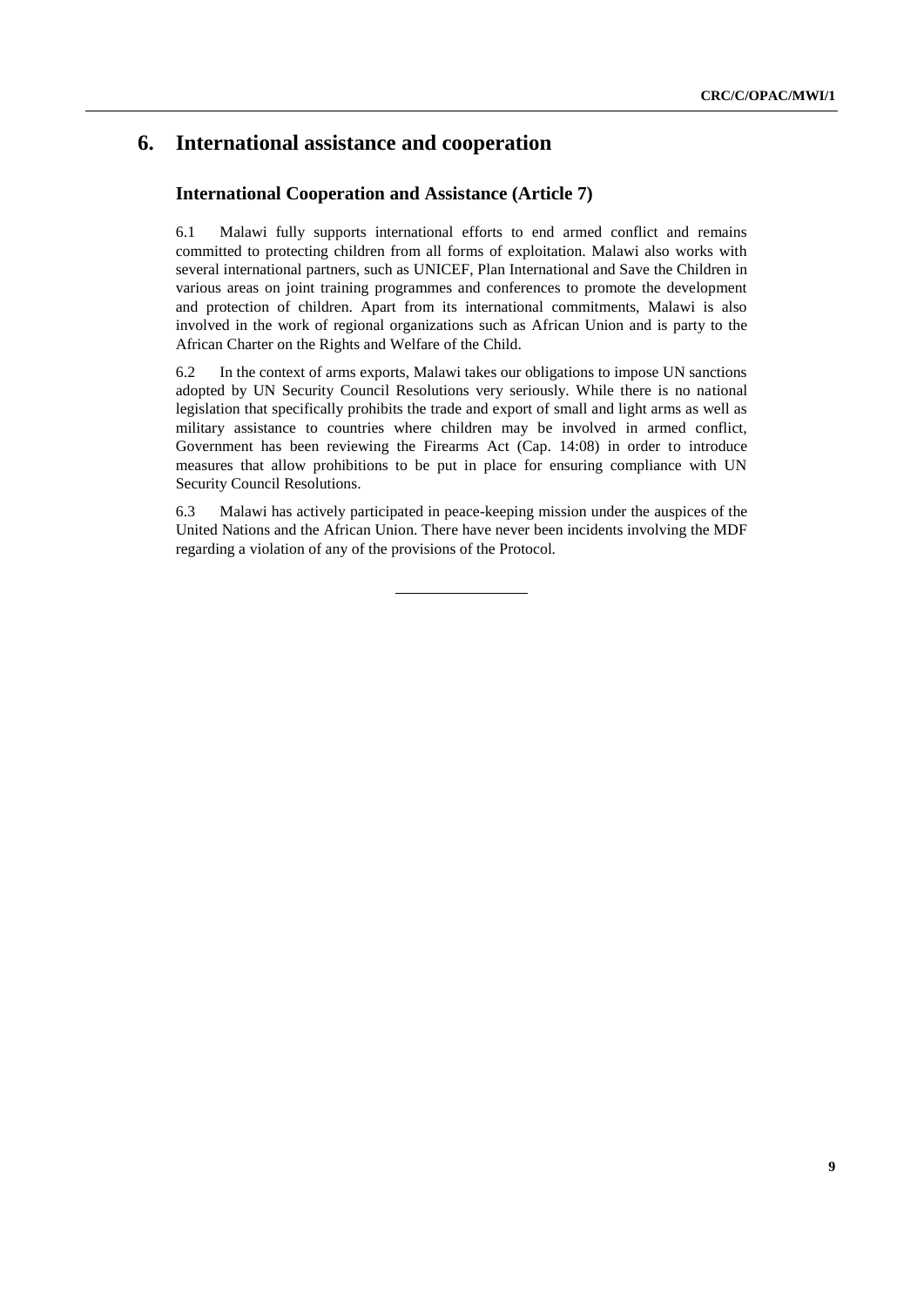# 6. International assistance and cooperation

## International Cooperation and Assistance (Article 7)

6.1 Malawi fully supports international efforts to end armed conflict and remains committed to protecting children from all forms of exploitation. Malawi also works with several international partners, such as UNICEF, Plan International and Save the Children in various areas on joint training programmes and conferences to promote the development and protection of children. Apart from its international commitments, Malawi is also involved in the work of regional organizations such as African Union and is party to the African Charter on the Rights and Welfare of the Child.

6.2 In the context of arms exports, Malawi takes our obligations to impose UN sanctions adopted by UN Security Council Resolutions very seriously. While there is no national legislation that specifically prohibits the trade and export of small and light arms as well as military assistance to countries where children may be involved in armed conflict, Government has been reviewing the Firearms Act (Cap. 14:08) in order to introduce measures that allow prohibitions to be put in place for ensuring compliance with UN Security Council Resolutions.

6.3 Malawi has actively participated in peace-keeping mission under the auspices of the United Nations and the African Union. There have never been incidents involving the MDF regarding a violation of any of the provisions of the Protocol.